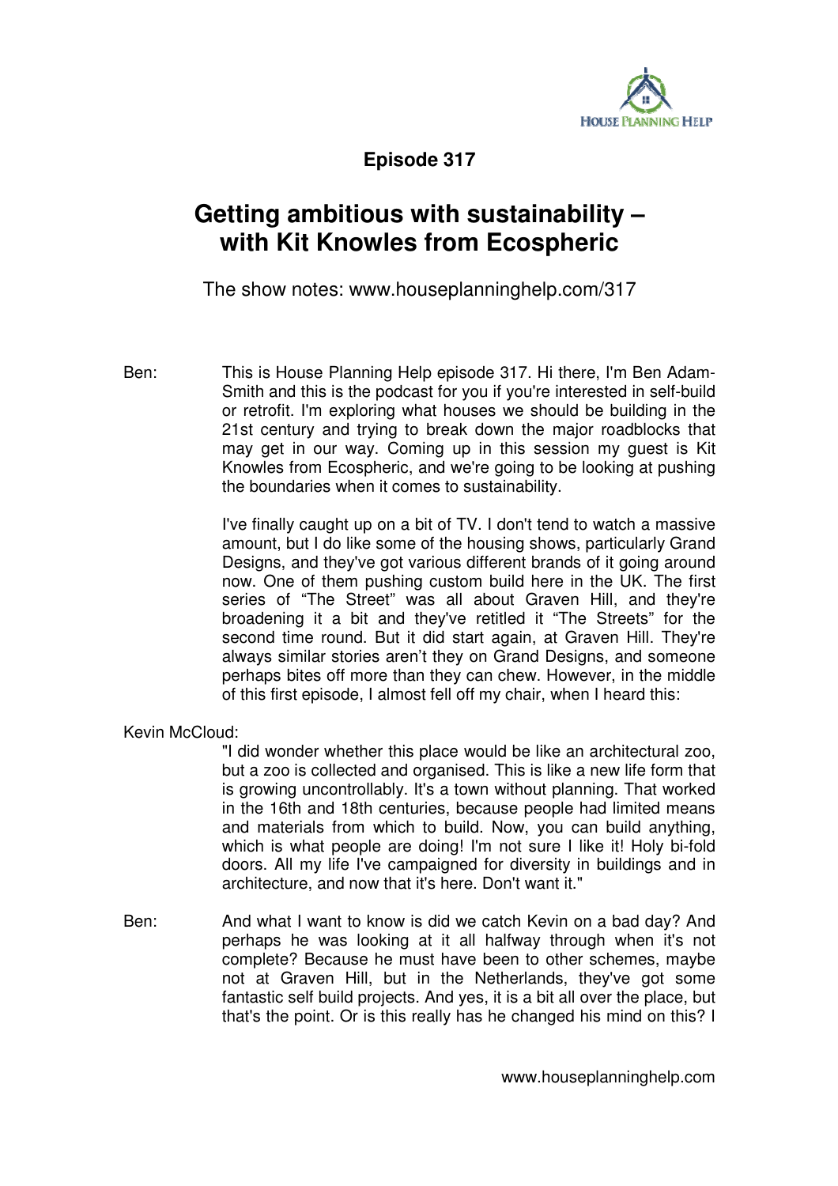**Episode 317**

# Getting ambitious with sustainability – with Kit Knowles from Ecospheric

The show notes: www.houseplanninghelp.com/317

Ben: This is House Planning Help episode 317. Hi there, I'm Ben Adam-Smith and this is the podcast for you if you're interested in self-build or retrofit. I'm exploring what houses we should be building in the 21st century and trying to break down the major roadblocks that may get in our way. Coming up in this session my guest is Kit Knowles from Ecospheric, and we're going to be looking at pushing the boundaries when it comes to sustainability.

I've finally caught up on a bit of TV. I don't tend to watch a massive amount, but I do like some of the housing shows, particularly Grand Designs, and they've got various different brands of it going around now. One of them pushing custom build here in the UK. The first series of "The Street" was all about Graven Hill, and they're broadening it a bit and they've retitled it "The Streets" for the second time round. But it did start again, at Graven Hill. They're always similar stories aren't they on Grand Designs, and someone perhaps bites off more than they can chew. However, in the middle of this first episode, I almost fell off my chair, when I heard this:

Kevin McCloud: "I did wonder whether this place would be like an architectural zoo, but a zoo is collected and organised. This is like a new life form that is growing uncontrollably. It's a town without planning. That worked in the 16th and 18th centuries, because people had limited means and materials from which to build. Now, you can build anything, which is what people are doing! I'm not sure I like it! Holy bi-fold doors. All my life I've campaigned for diversity in buildings and in architecture, and now that it's here. Don't want it."

Ben: And what I want to know is did we catch Kevin on a bad day? And perhaps he was looking at it all halfway through when it's not complete? Because he must have been to other schemes, maybe not at Graven Hill, but in the Netherlands, they've got some fantastic self build projects. And yes, it is a bit all over the place, but that's the point. Or is this really has he changed his mind on this? I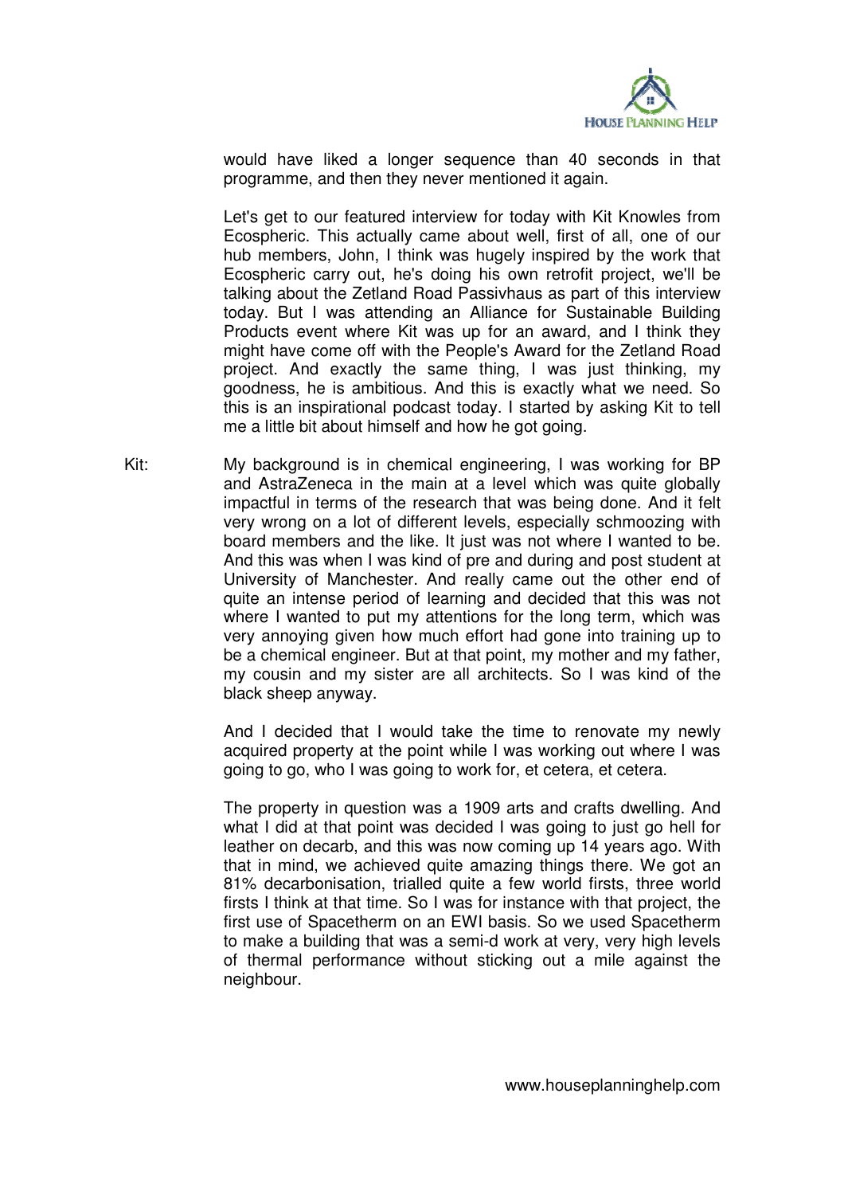would have liked a longer sequence than 40 seconds in that programme, and then they never mentioned it again.

Let's get to our featured interview for today with Kit Knowles from Ecospheric. This actually came about well, first of all, one of our hub members, John, I think was hugely inspired by the work that Ecospheric carry out, he's doing his own retrofit project, we'll be talking about the Zetland Road Passivhaus as part of this interview today. But I was attending an Alliance for Sustainable Building Products event where Kit was up for an award, and I think they might have come off with the People's Award for the Zetland Road project. And exactly the same thing, I was just thinking, my goodness, he is ambitious. And this is exactly what we need. So this is an inspirational podcast today. I started by asking Kit to tell me a little bit about himself and how he got going.

Kit: My background is in chemical engineering, I was working for BP and AstraZeneca in the main at a level which was quite globally impactful in terms of the research that was being done. And it felt very wrong on a lot of different levels, especially schmoozing with board members and the like. It just was not where I wanted to be. And this was when I was kind of pre and during and post student at University of Manchester. And really came out the other end of quite an intense period of learning and decided that this was not where I wanted to put my attentions for the long term, which was very annoying given how much effort had gone into training up to be a chemical engineer. But at that point, my mother and my father, my cousin and my sister are all architects. So I was kind of the black sheep anyway.

And I decided that I would take the time to renovate my newly acquired property at the point while I was working out where I was going to go, who I was going to work for, et cetera, et cetera.

The property in question was a 1909 arts and crafts dwelling. And what I did at that point was decided I was going to just go hell for leather on decarb, and this was now coming up 14 years ago. With that in mind, we achieved quite amazing things there. We got an 81% decarbonisation, trialled quite a few world firsts, three world firsts I think at that time. So I was for instance with that project, the first use of Spacetherm on an EWI basis. So we used Spacetherm to make a building that was a semi-d work at very, very high levels of thermal performance without sticking out a mile against the neighbour.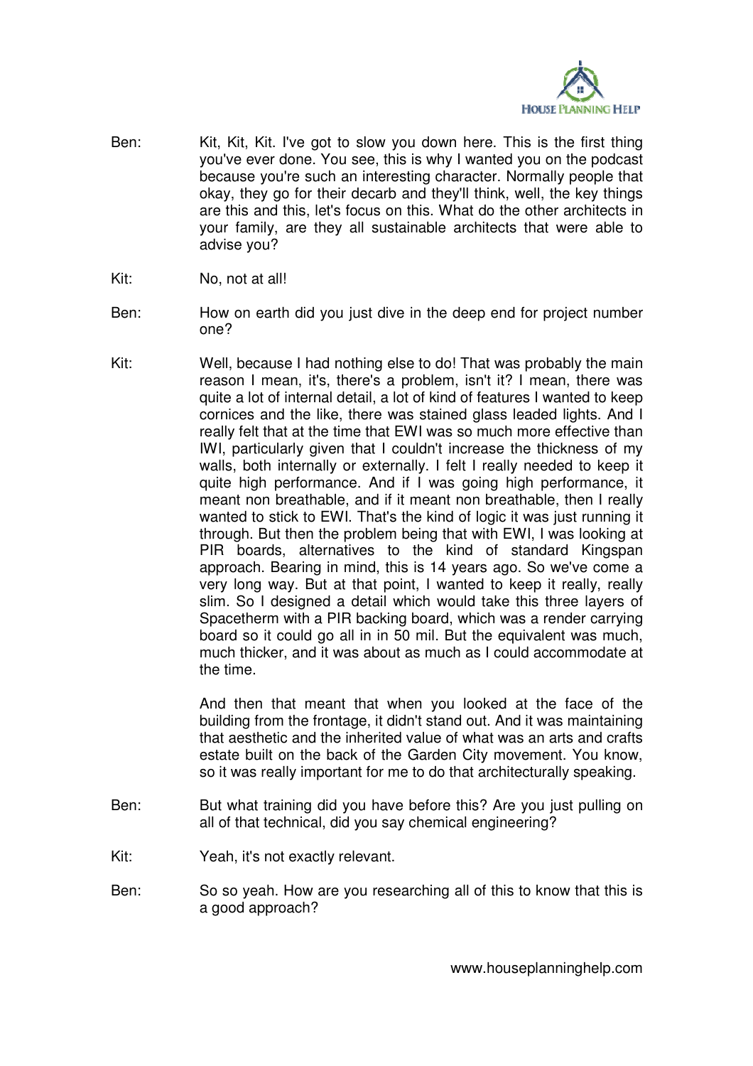**Ben:** Kit, Kit, Kit. I've got to slow you down here. This is the first thing you've ever done. You see, this is why I wanted you on the podcast because you're such an interesting character. Normally people that okay, they go for their decarb and they'll think, well, the key things are this and this, let's focus on this. What do the other architects in your family, are they all sustainable architects that were able to advise you?

**Kit:** No, not at all!

**Ben:** How on earth did you just dive in the deep end for project number one?

**Kit:** Well, because I had nothing else to do! That was probably the main reason I mean, it's, there's a problem, isn't it? I mean, there was quite a lot of internal detail, a lot of kind of features I wanted to keep cornices and the like, there was stained glass leaded lights. And I really felt that at the time that EWI was so much more effective than IWI, particularly given that I couldn't increase the thickness of my walls, both internally or externally. I felt I really needed to keep it quite high performance. And if I was going high performance, it meant non breathable, and if it meant non breathable, then I really wanted to stick to EWI. That's the kind of logic it was just running it through. But then the problem being that with EWI, I was looking at PIR boards, alternatives to the kind of standard Kingspan approach. Bearing in mind, this is 14 years ago. So we've come a very long way. But at that point, I wanted to keep it really, really slim. So I designed a detail which would take this three layers of Spacetherm with a PIR backing board, which was a render carrying board so it could go all in in 50 mil. But the equivalent was much, much thicker, and it was about as much as I could accommodate at the time.

And then that meant that when you looked at the face of the building from the frontage, it didn't stand out. And it was maintaining that aesthetic and the inherited value of what was an arts and crafts estate built on the back of the Garden City movement. You know, so it was really important for me to do that architecturally speaking.

**Ben:** But what training did you have before this? Are you just pulling on all of that technical, did you say chemical engineering?

**Kit:** Yeah, it's not exactly relevant.

**Ben:** So so yeah. How are you researching all of this to know that this is a good approach?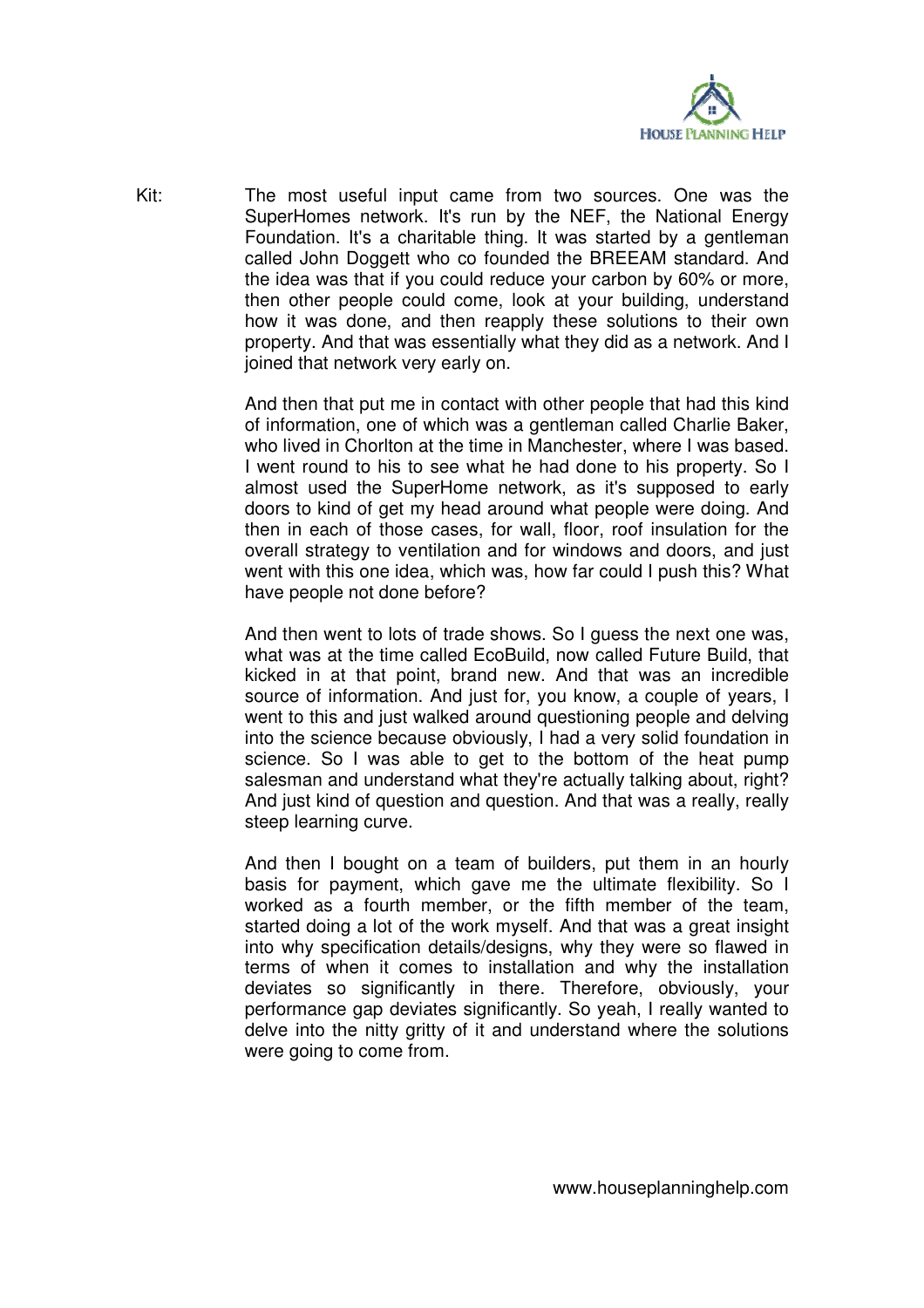Kit: The most useful input came from two sources. One was the SuperHomes network. It's run by the NEF, the National Energy Foundation. It's a charitable thing. It was started by a gentleman called John Doggett who co founded the BREEAM standard. And the idea was that if you could reduce your carbon by 60% or more, then other people could come, look at your building, understand how it was done, and then reapply these solutions to their own property. And that was essentially what they did as a network. And I joined that network very early on.

And then that put me in contact with other people that had this kind of information, one of which was a gentleman called Charlie Baker, who lived in Chorlton at the time in Manchester, where I was based. I went round to his to see what he had done to his property. So I almost used the SuperHome network, as it's supposed to early doors to kind of get my head around what people were doing. And then in each of those cases, for wall, floor, roof insulation for the overall strategy to ventilation and for windows and doors, and just went with this one idea, which was, how far could I push this? What have people not done before?

And then went to lots of trade shows. So I guess the next one was, what was at the time called EcoBuild, now called Future Build, that kicked in at that point, brand new. And that was an incredible source of information. And just for, you know, a couple of years, I went to this and just walked around questioning people and delving into the science because obviously, I had a very solid foundation in science. So I was able to get to the bottom of the heat pump salesman and understand what they're actually talking about, right? And just kind of question and question. And that was a really, really steep learning curve.

And then I bought on a team of builders, put them in an hourly basis for payment, which gave me the ultimate flexibility. So I worked as a fourth member, or the fifth member of the team, started doing a lot of the work myself. And that was a great insight into why specification details/designs, why they were so flawed in terms of when it comes to installation and why the installation deviates so significantly in there. Therefore, obviously, your performance gap deviates significantly. So yeah, I really wanted to delve into the nitty gritty of it and understand where the solutions were going to come from.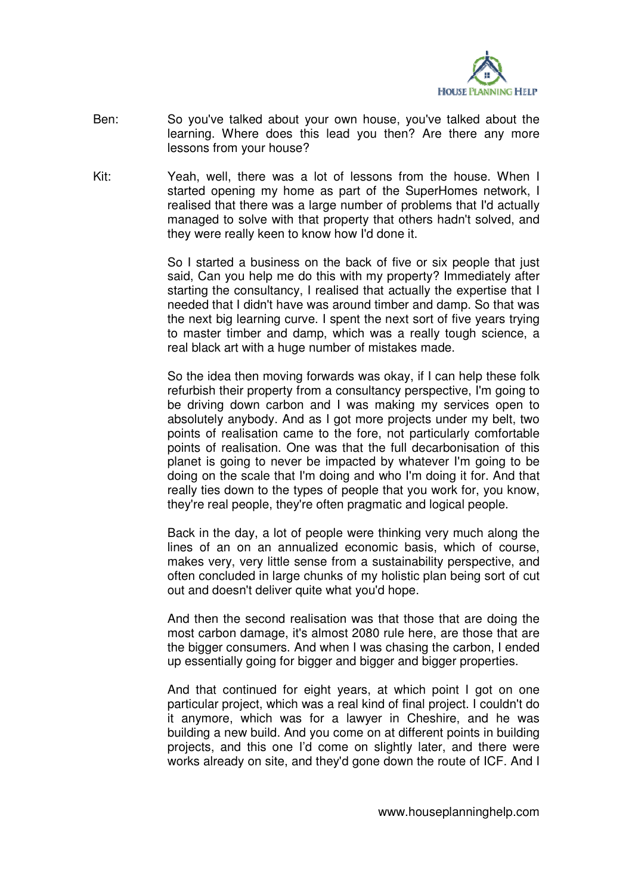Ben: So you've talked about your own house, you've talked about the learning. Where does this lead you then? Are there any more lessons from your house?

Kit: Yeah, well, there was a lot of lessons from the house. When I started opening my home as part of the SuperHomes network, I realised that there was a large number of problems that I'd actually managed to solve with that property that others hadn't solved, and they were really keen to know how I'd done it.

So I started a business on the back of five or six people that just said, Can you help me do this with my property? Immediately after starting the consultancy, I realised that actually the expertise that I needed that I didn't have was around timber and damp. So that was the next big learning curve. I spent the next sort of five years trying to master timber and damp, which was a really tough science, a real black art with a huge number of mistakes made.

So the idea then moving forwards was okay, if I can help these folk refurbish their property from a consultancy perspective, I'm going to be driving down carbon and I was making my services open to absolutely anybody. And as I got more projects under my belt, two points of realisation came to the fore, not particularly comfortable points of realisation. One was that the full decarbonisation of this planet is going to never be impacted by whatever I'm going to be doing on the scale that I'm doing and who I'm doing it for. And that really ties down to the types of people that you work for, you know, they're real people, they're often pragmatic and logical people.

Back in the day, a lot of people were thinking very much along the lines of an on an annualized economic basis, which of course, makes very, very little sense from a sustainability perspective, and often concluded in large chunks of my holistic plan being sort of cut out and doesn't deliver quite what you'd hope.

And then the second realisation was that those that are doing the most carbon damage, it's almost 2080 rule here, are those that are the bigger consumers. And when I was chasing the carbon, I ended up essentially going for bigger and bigger and bigger properties.

And that continued for eight years, at which point I got on one particular project, which was a real kind of final project. I couldn't do it anymore, which was for a lawyer in Cheshire, and he was building a new build. And you come on at different points in building projects, and this one I'd come on slightly later, and there were works already on site, and they'd gone down the route of ICF. And I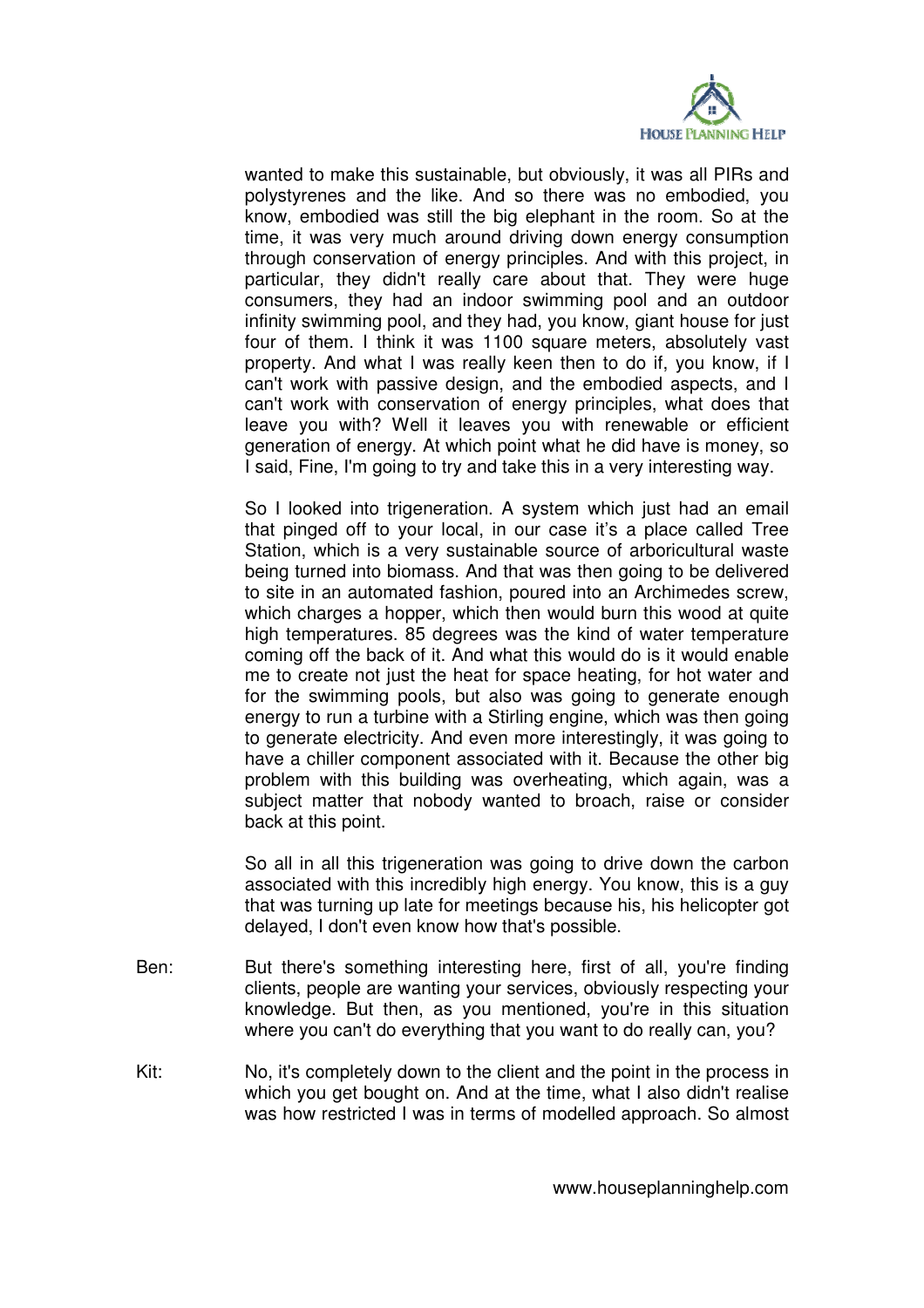wanted to make this sustainable, but obviously, it was all PIRs and polystyrenes and the like. And so there was no embodied, you know, embodied was still the big elephant in the room. So at the time, it was very much around driving down energy consumption through conservation of energy principles. And with this project, in particular, they didn't really care about that. They were huge consumers, they had an indoor swimming pool and an outdoor infinity swimming pool, and they had, you know, giant house for just four of them. I think it was 1100 square meters, absolutely vast property. And what I was really keen then to do if, you know, if I can't work with passive design, and the embodied aspects, and I can't work with conservation of energy principles, what does that leave you with? Well it leaves you with renewable or efficient generation of energy. At which point what he did have is money, so I said, Fine, I'm going to try and take this in a very interesting way.

So I looked into trigeneration. A system which just had an email that pinged off to your local, in our case it's a place called Tree Station, which is a very sustainable source of arboricultural waste being turned into biomass. And that was then going to be delivered to site in an automated fashion, poured into an Archimedes screw, which charges a hopper, which then would burn this wood at quite high temperatures. 85 degrees was the kind of water temperature coming off the back of it. And what this would do is it would enable me to create not just the heat for space heating, for hot water and for the swimming pools, but also was going to generate enough energy to run a turbine with a Stirling engine, which was then going to generate electricity. And even more interestingly, it was going to have a chiller component associated with it. Because the other big problem with this building was overheating, which again, was a subject matter that nobody wanted to broach, raise or consider back at this point.

So all in all this trigeneration was going to drive down the carbon associated with this incredibly high energy. You know, this is a guy that was turning up late for meetings because his, his helicopter got delayed, I don't even know how that's possible.

Ben: But there's something interesting here, first of all, you're finding clients, people are wanting your services, obviously respecting your knowledge. But then, as you mentioned, you're in this situation where you can't do everything that you want to do really can, you?

Kit: No, it's completely down to the client and the point in the process in which you get bought on. And at the time, what I also didn't realise was how restricted I was in terms of modelled approach. So almost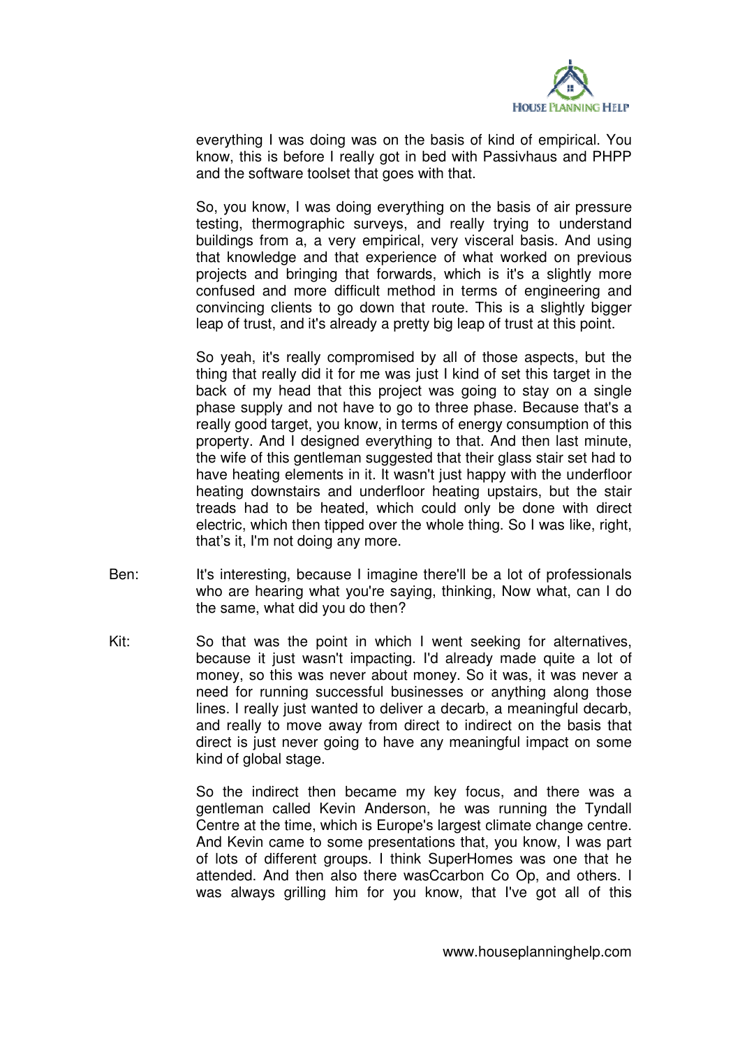everything I was doing was on the basis of kind of empirical. You know, this is before I really got in bed with Passivhaus and PHPP and the software toolset that goes with that.

So, you know, I was doing everything on the basis of air pressure testing, thermographic surveys, and really trying to understand buildings from a, a very empirical, very visceral basis. And using that knowledge and that experience of what worked on previous projects and bringing that forwards, which is it's a slightly more confused and more difficult method in terms of engineering and convincing clients to go down that route. This is a slightly bigger leap of trust, and it's already a pretty big leap of trust at this point.

So yeah, it's really compromised by all of those aspects, but the thing that really did it for me was just I kind of set this target in the back of my head that this project was going to stay on a single phase supply and not have to go to three phase. Because that's a really good target, you know, in terms of energy consumption of this property. And I designed everything to that. And then last minute, the wife of this gentleman suggested that their glass stair set had to have heating elements in it. It wasn't just happy with the underfloor heating downstairs and underfloor heating upstairs, but the stair treads had to be heated, which could only be done with direct electric, which then tipped over the whole thing. So I was like, right, that's it, I'm not doing any more.

Ben: It's interesting, because I imagine there'll be a lot of professionals who are hearing what you're saying, thinking, Now what, can I do the same, what did you do then?

Kit: So that was the point in which I went seeking for alternatives, because it just wasn't impacting. I'd already made quite a lot of money, so this was never about money. So it was, it was never a need for running successful businesses or anything along those lines. I really just wanted to deliver a decarb, a meaningful decarb, and really to move away from direct to indirect on the basis that direct is just never going to have any meaningful impact on some kind of global stage.

So the indirect then became my key focus, and there was a gentleman called Kevin Anderson, he was running the Tyndall Centre at the time, which is Europe's largest climate change centre. And Kevin came to some presentations that, you know, I was part of lots of different groups. I think SuperHomes was one that he attended. And then also there wasCcarbon Co Op, and others. I was always grilling him for you know, that I've got all of this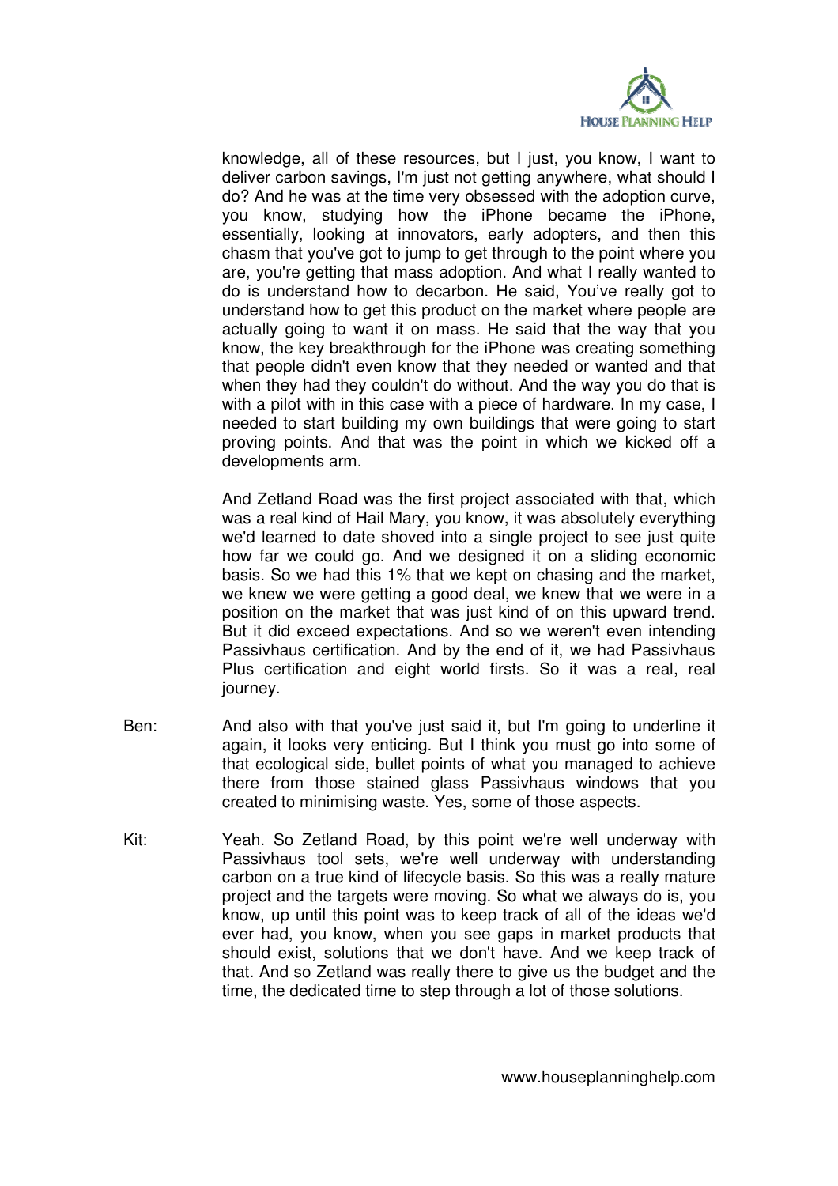knowledge, all of these resources, but I just, you know, I want to deliver carbon savings, I'm just not getting anywhere, what should I do? And he was at the time very obsessed with the adoption curve, you know, studying how the iPhone became the iPhone, essentially, looking at innovators, early adopters, and then this chasm that you've got to jump to get through to the point where you are, you're getting that mass adoption. And what I really wanted to do is understand how to decarbon. He said, You've really got to understand how to get this product on the market where people are actually going to want it on mass. He said that the way that you know, the key breakthrough for the iPhone was creating something that people didn't even know that they needed or wanted and that when they had they couldn't do without. And the way you do that is with a pilot with in this case with a piece of hardware. In my case, I needed to start building my own buildings that were going to start proving points. And that was the point in which we kicked off a developments arm.

And Zetland Road was the first project associated with that, which was a real kind of Hail Mary, you know, it was absolutely everything we'd learned to date shoved into a single project to see just quite how far we could go. And we designed it on a sliding economic basis. So we had this 1% that we kept on chasing and the market, we knew we were getting a good deal, we knew that we were in a position on the market that was just kind of on this upward trend. But it did exceed expectations. And so we weren't even intending Passivhaus certification. And by the end of it, we had Passivhaus Plus certification and eight world firsts. So it was a real, real journey.

Ben: And also with that you've just said it, but I'm going to underline it again, it looks very enticing. But I think you must go into some of that ecological side, bullet points of what you managed to achieve there from those stained glass Passivhaus windows that you created to minimising waste. Yes, some of those aspects.

Kit: Yeah. So Zetland Road, by this point we're well underway with Passivhaus tool sets, we're well underway with understanding carbon on a true kind of lifecycle basis. So this was a really mature project and the targets were moving. So what we always do is, you know, up until this point was to keep track of all of the ideas we'd ever had, you know, when you see gaps in market products that should exist, solutions that we don't have. And we keep track of that. And so Zetland was really there to give us the budget and the time, the dedicated time to step through a lot of those solutions.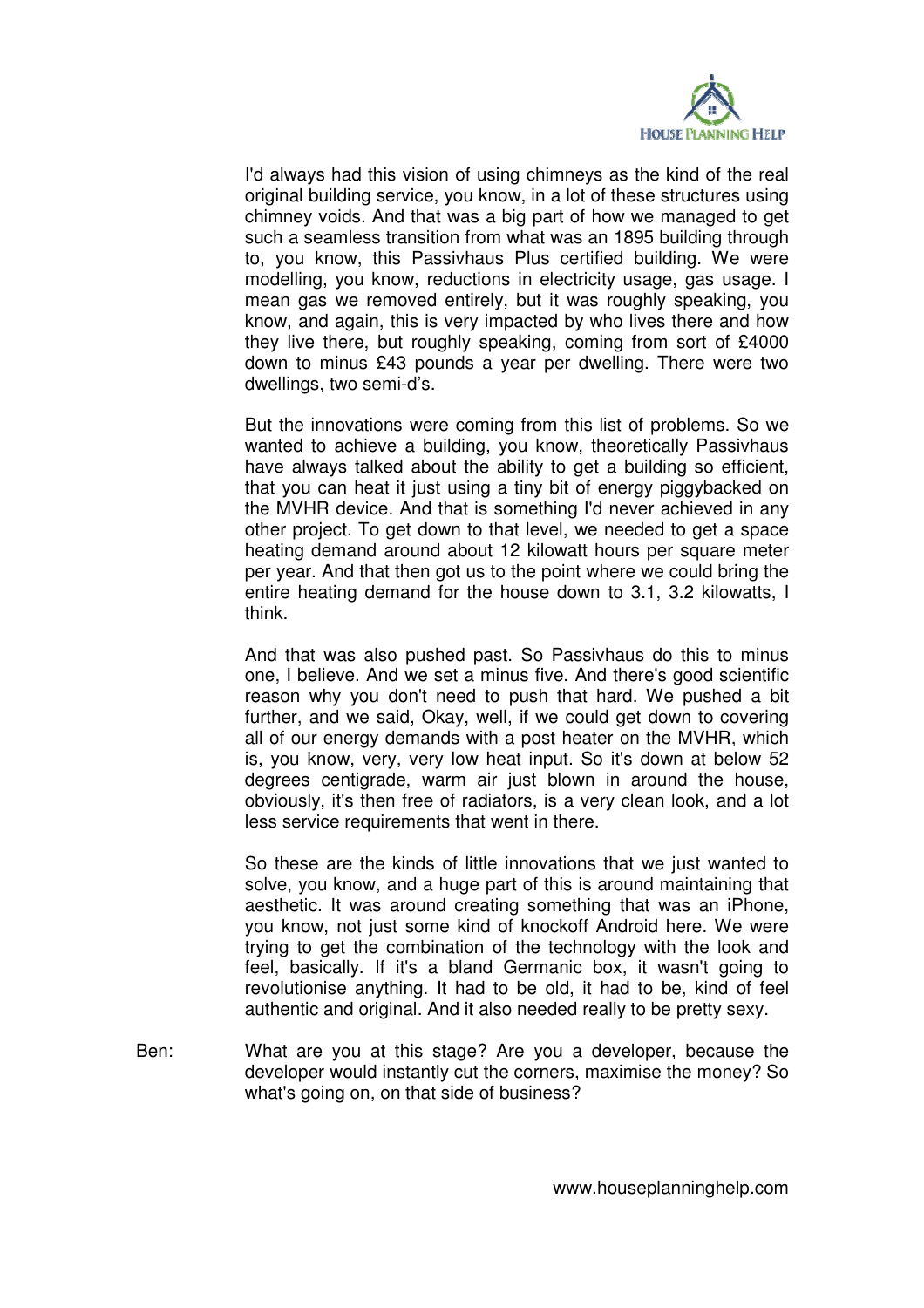I'd always had this vision of using chimneys as the kind of the real original building service, you know, in a lot of these structures using chimney voids. And that was a big part of how we managed to get such a seamless transition from what was an 1895 building through to, you know, this Passivhaus Plus certified building. We were modelling, you know, reductions in electricity usage, gas usage. I mean gas we removed entirely, but it was roughly speaking, you know, and again, this is very impacted by who lives there and how they live there, but roughly speaking, coming from sort of £4000 down to minus £43 pounds a year per dwelling. There were two dwellings, two semi-d's.

But the innovations were coming from this list of problems. So we wanted to achieve a building, you know, theoretically Passivhaus have always talked about the ability to get a building so efficient, that you can heat it just using a tiny bit of energy piggybacked on the MVHR device. And that is something I'd never achieved in any other project. To get down to that level, we needed to get a space heating demand around about 12 kilowatt hours per square meter per year. And that then got us to the point where we could bring the entire heating demand for the house down to 3.1, 3.2 kilowatts, I think.

And that was also pushed past. So Passivhaus do this to minus one, I believe. And we set a minus five. And there's good scientific reason why you don't need to push that hard. We pushed a bit further, and we said, Okay, well, if we could get down to covering all of our energy demands with a post heater on the MVHR, which is, you know, very, very low heat input. So it's down at below 52 degrees centigrade, warm air just blown in around the house, obviously, it's then free of radiators, is a very clean look, and a lot less service requirements that went in there.

So these are the kinds of little innovations that we just wanted to solve, you know, and a huge part of this is around maintaining that aesthetic. It was around creating something that was an iPhone, you know, not just some kind of knockoff Android here. We were trying to get the combination of the technology with the look and feel, basically. If it's a bland Germanic box, it wasn't going to revolutionise anything. It had to be old, it had to be, kind of feel authentic and original. And it also needed really to be pretty sexy.

Ben: What are you at this stage? Are you a developer, because the developer would instantly cut the corners, maximise the money? So what's going on, on that side of business?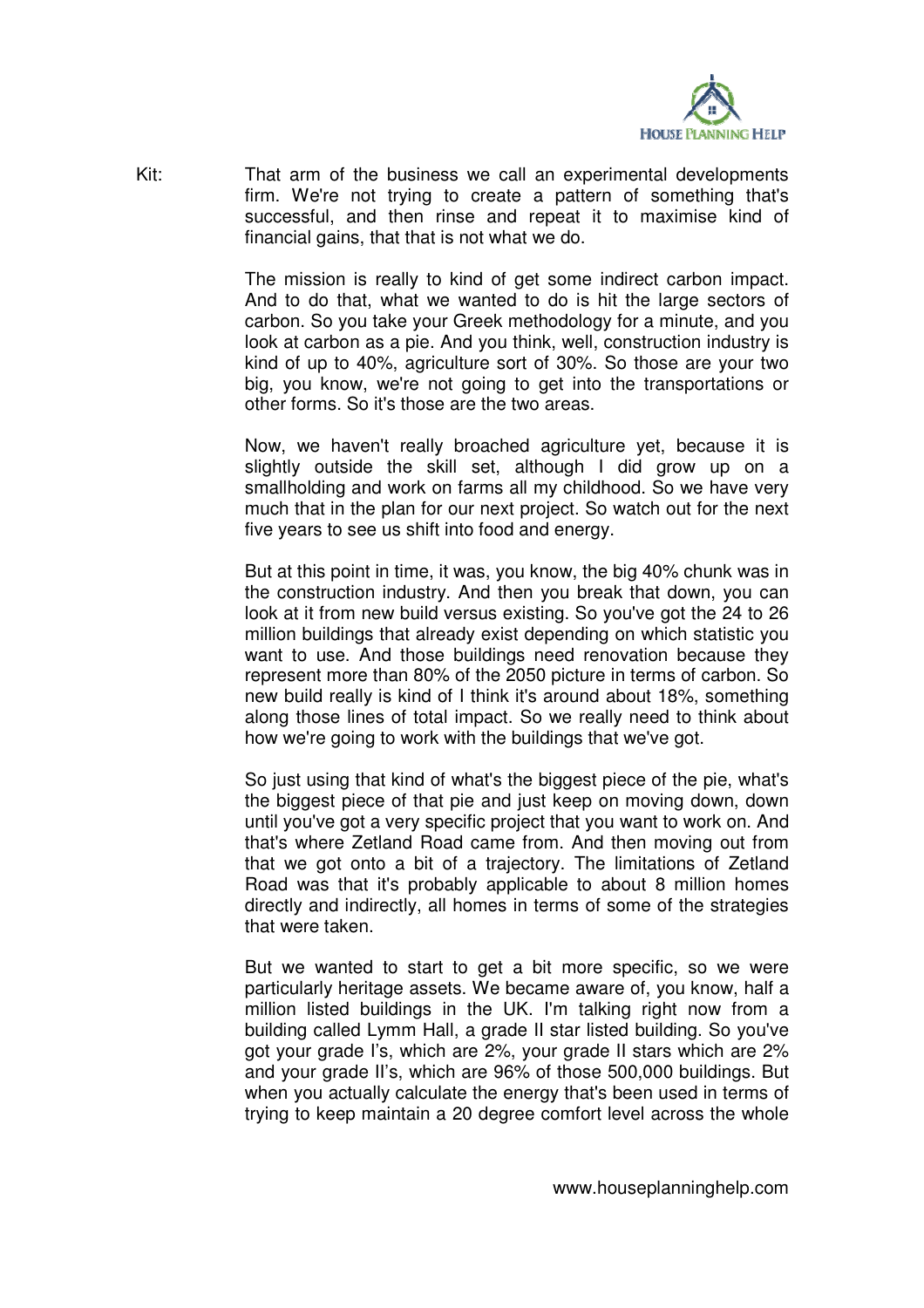Kit: That arm of the business we call an experimental developments firm. We're not trying to create a pattern of something that's successful, and then rinse and repeat it to maximise kind of financial gains, that that is not what we do.

The mission is really to kind of get some indirect carbon impact. And to do that, what we wanted to do is hit the large sectors of carbon. So you take your Greek methodology for a minute, and you look at carbon as a pie. And you think, well, construction industry is kind of up to 40%, agriculture sort of 30%. So those are your two big, you know, we're not going to get into the transportations or other forms. So it's those are the two areas.

Now, we haven't really broached agriculture yet, because it is slightly outside the skill set, although I did grow up on a smallholding and work on farms all my childhood. So we have very much that in the plan for our next project. So watch out for the next five years to see us shift into food and energy.

But at this point in time, it was, you know, the big 40% chunk was in the construction industry. And then you break that down, you can look at it from new build versus existing. So you've got the 24 to 26 million buildings that already exist depending on which statistic you want to use. And those buildings need renovation because they represent more than 80% of the 2050 picture in terms of carbon. So new build really is kind of I think it's around about 18%, something along those lines of total impact. So we really need to think about how we're going to work with the buildings that we've got.

So just using that kind of what's the biggest piece of the pie, what's the biggest piece of that pie and just keep on moving down, down until you've got a very specific project that you want to work on. And that's where Zetland Road came from. And then moving out from that we got onto a bit of a trajectory. The limitations of Zetland Road was that it's probably applicable to about 8 million homes directly and indirectly, all homes in terms of some of the strategies that were taken.

But we wanted to start to get a bit more specific, so we were particularly heritage assets. We became aware of, you know, half a million listed buildings in the UK. I'm talking right now from a building called Lymm Hall, a grade II star listed building. So you've got your grade I's, which are 2%, your grade II stars which are 2% and your grade II's, which are 96% of those 500,000 buildings. But when you actually calculate the energy that's been used in terms of trying to keep maintain a 20 degree comfort level across the whole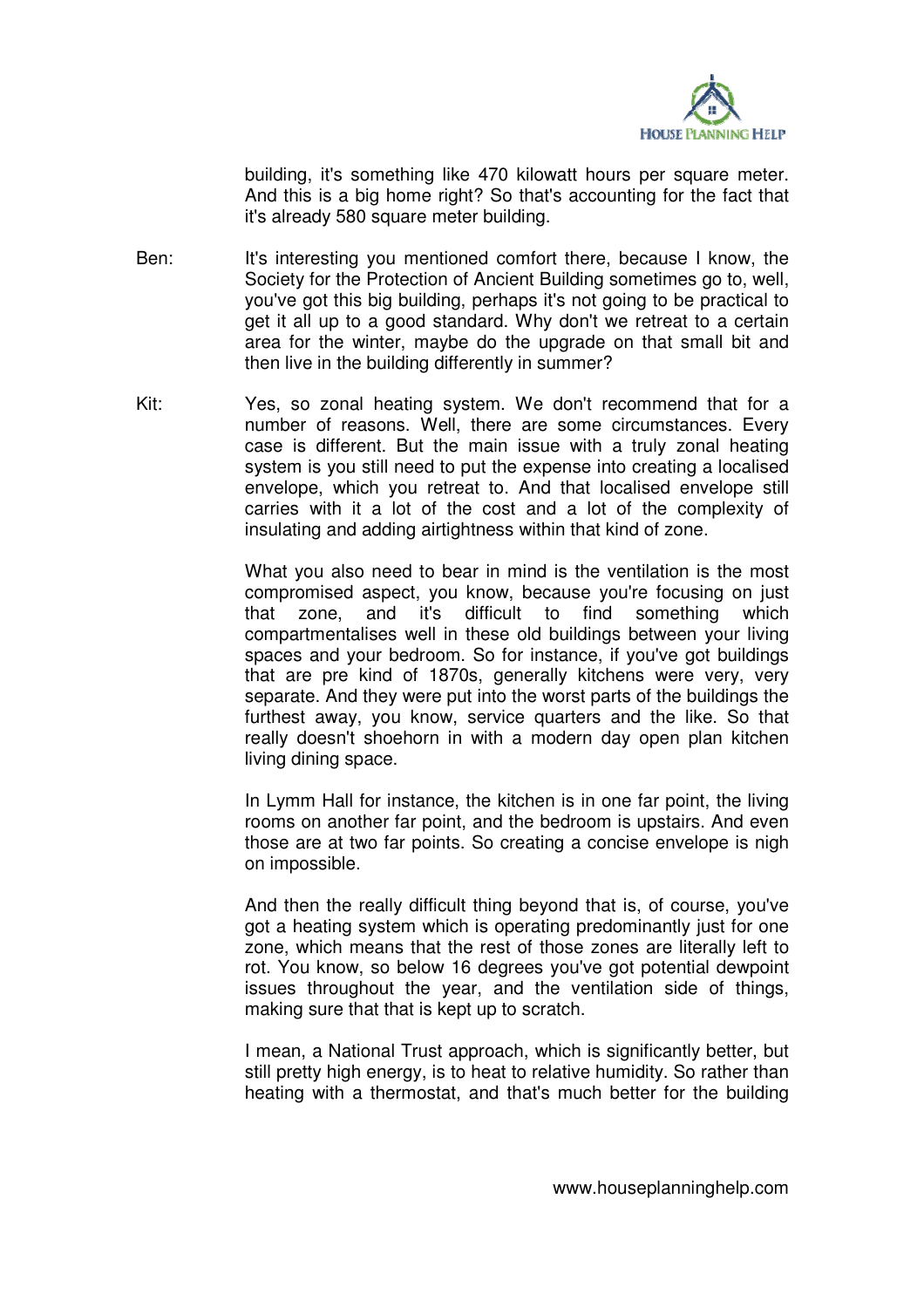building, it's something like 470 kilowatt hours per square meter. And this is a big home right? So that's accounting for the fact that it's already 580 square meter building.

Ben: It's interesting you mentioned comfort there, because I know, the Society for the Protection of Ancient Building sometimes go to, well, you've got this big building, perhaps it's not going to be practical to get it all up to a good standard. Why don't we retreat to a certain area for the winter, maybe do the upgrade on that small bit and then live in the building differently in summer?

Kit: Yes, so zonal heating system. We don't recommend that for a number of reasons. Well, there are some circumstances. Every case is different. But the main issue with a truly zonal heating system is you still need to put the expense into creating a localised envelope, which you retreat to. And that localised envelope still carries with it a lot of the cost and a lot of the complexity of insulating and adding airtightness within that kind of zone.

What you also need to bear in mind is the ventilation is the most compromised aspect, you know, because you're focusing on just that zone, and it's difficult to find something which compartmentalises well in these old buildings between your living spaces and your bedroom. So for instance, if you've got buildings that are pre kind of 1870s, generally kitchens were very, very separate. And they were put into the worst parts of the buildings the furthest away, you know, service quarters and the like. So that really doesn't shoehorn in with a modern day open plan kitchen living dining space.

In Lymm Hall for instance, the kitchen is in one far point, the living rooms on another far point, and the bedroom is upstairs. And even those are at two far points. So creating a concise envelope is nigh on impossible.

And then the really difficult thing beyond that is, of course, you've got a heating system which is operating predominantly just for one zone, which means that the rest of those zones are literally left to rot. You know, so below 16 degrees you've got potential dewpoint issues throughout the year, and the ventilation side of things, making sure that that is kept up to scratch.

I mean, a National Trust approach, which is significantly better, but still pretty high energy, is to heat to relative humidity. So rather than heating with a thermostat, and that's much better for the building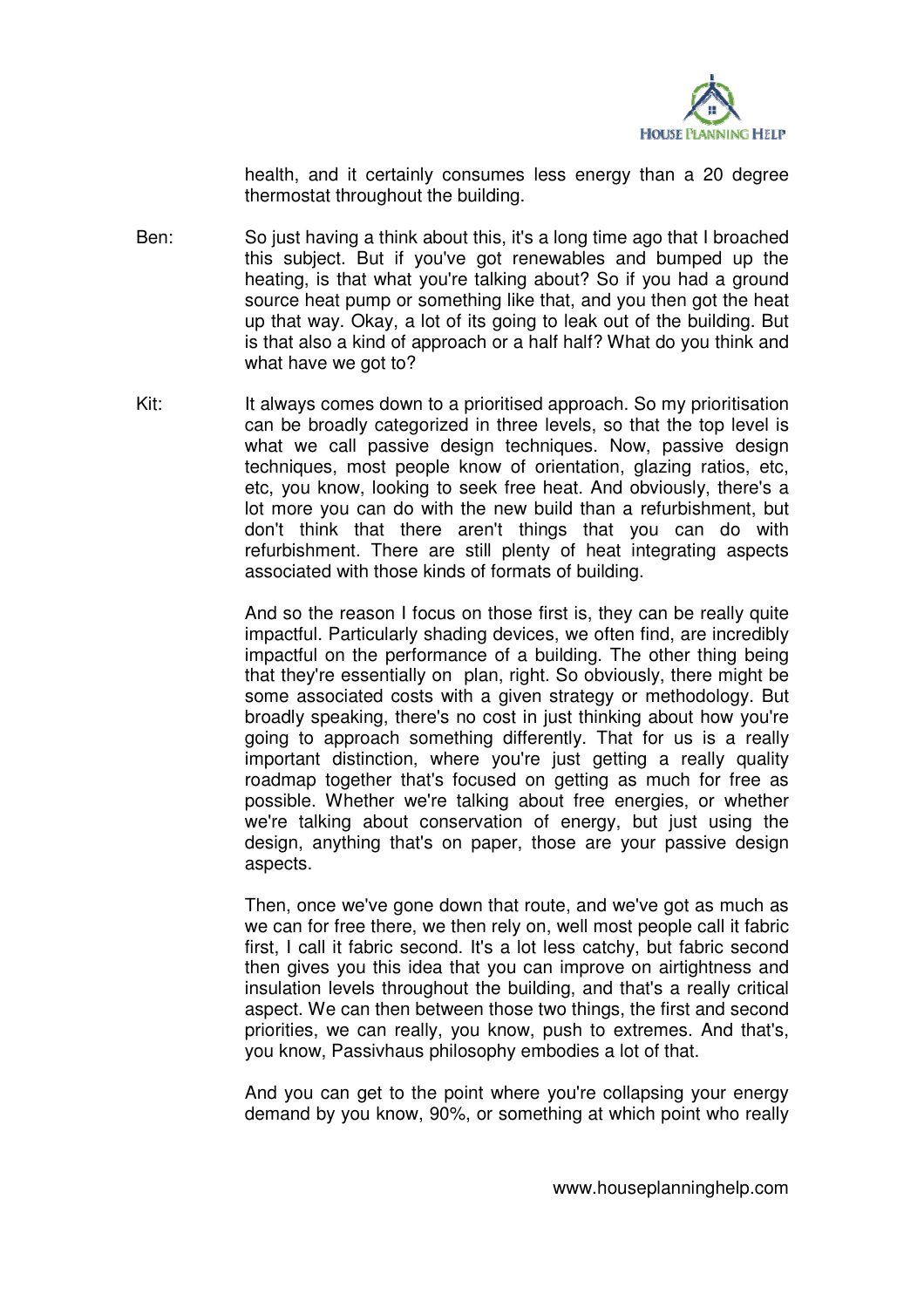health, and it certainly consumes less energy than a 20 degree thermostat throughout the building.

Ben: So just having a think about this, it's a long time ago that I broached this subject. But if you've got renewables and bumped up the heating, is that what you're talking about? So if you had a ground source heat pump or something like that, and you then got the heat up that way. Okay, a lot of its going to leak out of the building. But is that also a kind of approach or a half half? What do you think and what have we got to?

Kit: It always comes down to a prioritised approach. So my prioritisation can be broadly categorized in three levels, so that the top level is what we call passive design techniques. Now, passive design techniques, most people know of orientation, glazing ratios, etc, etc, you know, looking to seek free heat. And obviously, there's a lot more you can do with the new build than a refurbishment, but don't think that there aren't things that you can do with refurbishment. There are still plenty of heat integrating aspects associated with those kinds of formats of building.

And so the reason I focus on those first is, they can be really quite impactful. Particularly shading devices, we often find, are incredibly impactful on the performance of a building. The other thing being that they're essentially on plan, right. So obviously, there might be some associated costs with a given strategy or methodology. But broadly speaking, there's no cost in just thinking about how you're going to approach something differently. That for us is a really important distinction, where you're just getting a really quality roadmap together that's focused on getting as much for free as possible. Whether we're talking about free energies, or whether we're talking about conservation of energy, but just using the design, anything that's on paper, those are your passive design aspects.

Then, once we've gone down that route, and we've got as much as we can for free there, we then rely on, well most people call it fabric first, I call it fabric second. It's a lot less catchy, but fabric second then gives you this idea that you can improve on airtightness and insulation levels throughout the building, and that's a really critical aspect. We can then between those two things, the first and second priorities, we can really, you know, push to extremes. And that's, you know, Passivhaus philosophy embodies a lot of that.

And you can get to the point where you're collapsing your energy demand by you know, 90%, or something at which point who really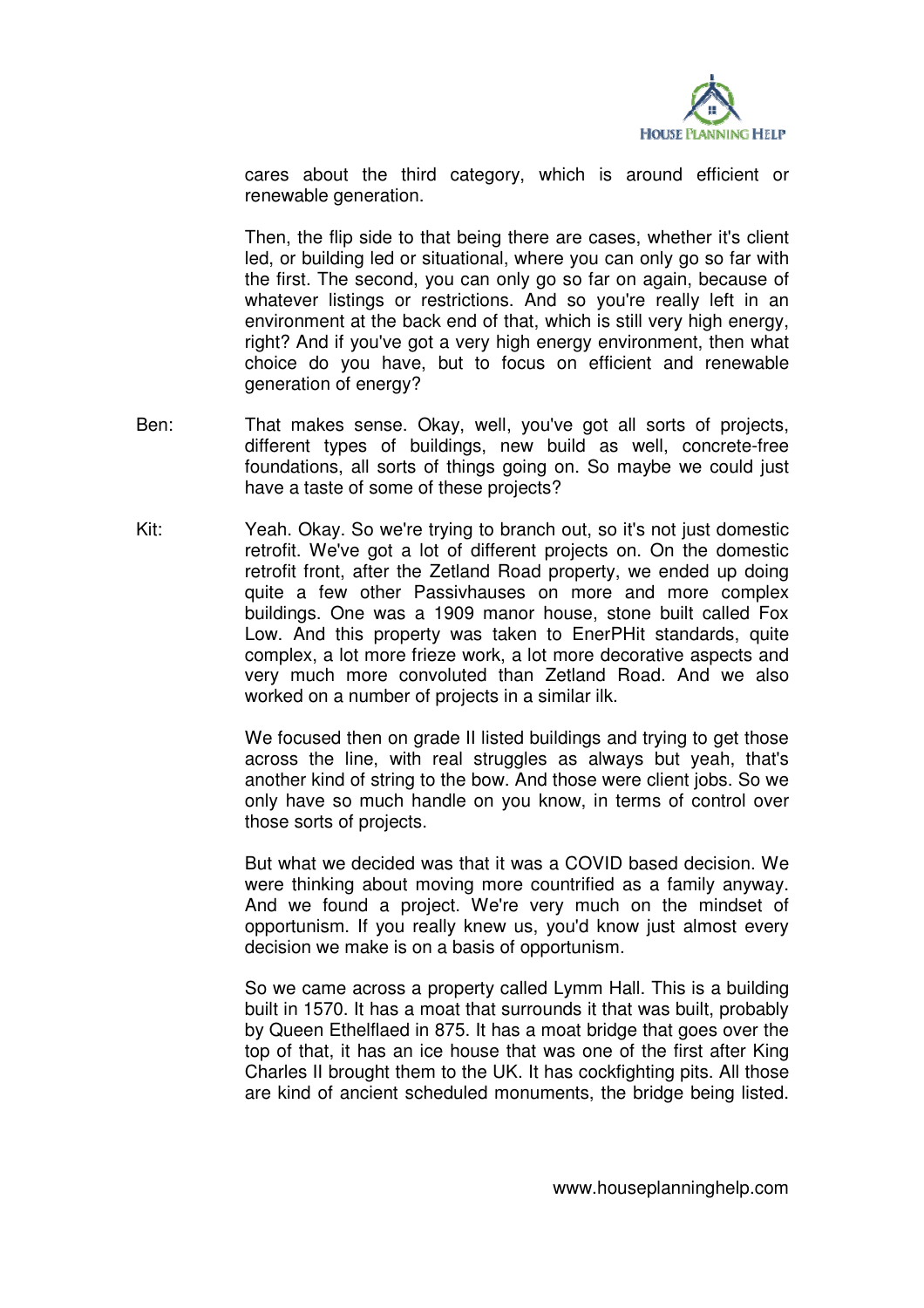cares about the third category, which is around efficient or renewable generation.

Then, the flip side to that being there are cases, whether it's client led, or building led or situational, where you can only go so far with the first. The second, you can only go so far on again, because of whatever listings or restrictions. And so you're really left in an environment at the back end of that, which is still very high energy, right? And if you've got a very high energy environment, then what choice do you have, but to focus on efficient and renewable generation of energy?

Ben: That makes sense. Okay, well, you've got all sorts of projects, different types of buildings, new build as well, concrete-free foundations, all sorts of things going on. So maybe we could just have a taste of some of these projects?

Kit: Yeah. Okay. So we're trying to branch out, so it's not just domestic retrofit. We've got a lot of different projects on. On the domestic retrofit front, after the Zetland Road property, we ended up doing quite a few other Passivhauses on more and more complex buildings. One was a 1909 manor house, stone built called Fox Low. And this property was taken to EnerPHit standards, quite complex, a lot more frieze work, a lot more decorative aspects and very much more convoluted than Zetland Road. And we also worked on a number of projects in a similar ilk.

We focused then on grade II listed buildings and trying to get those across the line, with real struggles as always but yeah, that's another kind of string to the bow. And those were client jobs. So we only have so much handle on you know, in terms of control over those sorts of projects.

But what we decided was that it was a COVID based decision. We were thinking about moving more countrified as a family anyway. And we found a project. We're very much on the mindset of opportunism. If you really knew us, you'd know just almost every decision we make is on a basis of opportunism.

So we came across a property called Lymm Hall. This is a building built in 1570. It has a moat that surrounds it that was built, probably by Queen Ethelflaed in 875. It has a moat bridge that goes over the top of that, it has an ice house that was one of the first after King Charles II brought them to the UK. It has cockfighting pits. All those are kind of ancient scheduled monuments, the bridge being listed.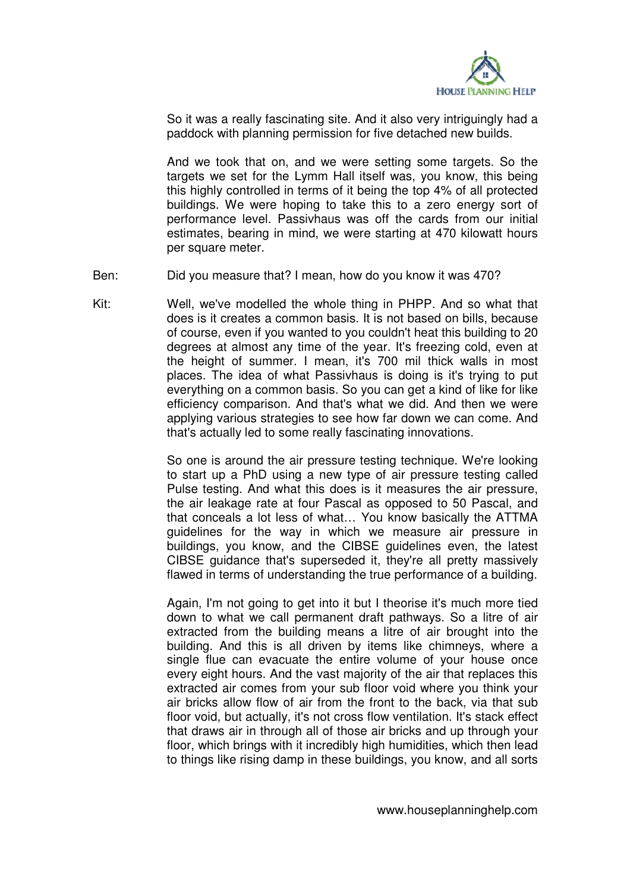So it was a really fascinating site. And it also very intriguingly had a paddock with planning permission for five detached new builds.

And we took that on, and we were setting some targets. So the targets we set for the Lymm Hall itself was, you know, this being this highly controlled in terms of it being the top 4% of all protected buildings. We were hoping to take this to a zero energy sort of performance level. Passivhaus was off the cards from our initial estimates, bearing in mind, we were starting at 470 kilowatt hours per square meter.

Ben: Did you measure that? I mean, how do you know it was 470?

Kit: Well, we've modelled the whole thing in PHPP. And so what that does is it creates a common basis. It is not based on bills, because of course, even if you wanted to you couldn't heat this building to 20 degrees at almost any time of the year. It's freezing cold, even at the height of summer. I mean, it's 700 mil thick walls in most places. The idea of what Passivhaus is doing is it's trying to put everything on a common basis. So you can get a kind of like for like efficiency comparison. And that's what we did. And then we were applying various strategies to see how far down we can come. And that's actually led to some really fascinating innovations.

So one is around the air pressure testing technique. We're looking to start up a PhD using a new type of air pressure testing called Pulse testing. And what this does is it measures the air pressure, the air leakage rate at four Pascal as opposed to 50 Pascal, and that conceals a lot less of what… You know basically the ATTMA guidelines for the way in which we measure air pressure in buildings, you know, and the CIBSE guidelines even, the latest CIBSE guidance that's superseded it, they're all pretty massively flawed in terms of understanding the true performance of a building.

Again, I'm not going to get into it but I theorise it's much more tied down to what we call permanent draft pathways. So a litre of air extracted from the building means a litre of air brought into the building. And this is all driven by items like chimneys, where a single flue can evacuate the entire volume of your house once every eight hours. And the vast majority of the air that replaces this extracted air comes from your sub floor void where you think your air bricks allow flow of air from the front to the back, via that sub floor void, but actually, it's not cross flow ventilation. It's stack effect that draws air in through all of those air bricks and up through your floor, which brings with it incredibly high humidities, which then lead to things like rising damp in these buildings, you know, and all sorts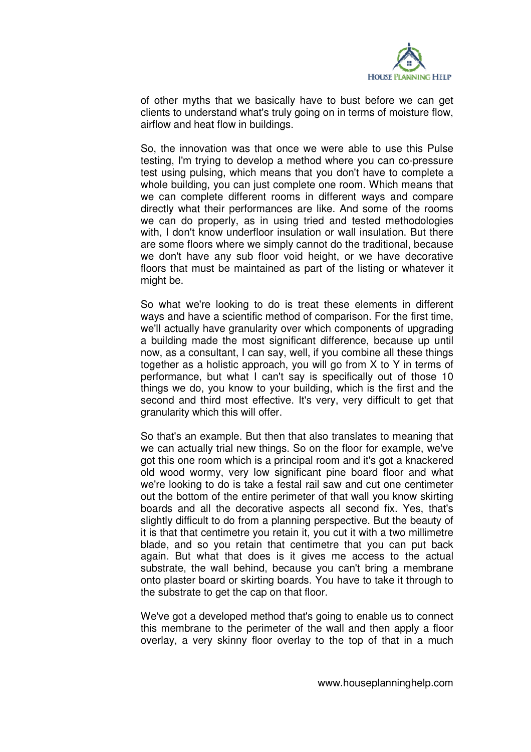of other myths that we basically have to bust before we can get clients to understand what's truly going on in terms of moisture flow, airflow and heat flow in buildings.

So, the innovation was that once we were able to use this Pulse testing, I'm trying to develop a method where you can co-pressure test using pulsing, which means that you don't have to complete a whole building, you can just complete one room. Which means that we can complete different rooms in different ways and compare directly what their performances are like. And some of the rooms we can do properly, as in using tried and tested methodologies with, I don't know underfloor insulation or wall insulation. But there are some floors where we simply cannot do the traditional, because we don't have any sub floor void height, or we have decorative floors that must be maintained as part of the listing or whatever it might be.

So what we're looking to do is treat these elements in different ways and have a scientific method of comparison. For the first time, we'll actually have granularity over which components of upgrading a building made the most significant difference, because up until now, as a consultant, I can say, well, if you combine all these things together as a holistic approach, you will go from X to Y in terms of performance, but what I can't say is specifically out of those 10 things we do, you know to your building, which is the first and the second and third most effective. It's very, very difficult to get that granularity which this will offer.

So that's an example. But then that also translates to meaning that we can actually trial new things. So on the floor for example, we've got this one room which is a principal room and it's got a knackered old wood wormy, very low significant pine board floor and what we're looking to do is take a festal rail saw and cut one centimeter out the bottom of the entire perimeter of that wall you know skirting boards and all the decorative aspects all second fix. Yes, that's slightly difficult to do from a planning perspective. But the beauty of it is that that centimetre you retain it, you cut it with a two millimetre blade, and so you retain that centimetre that you can put back again. But what that does is it gives me access to the actual substrate, the wall behind, because you can't bring a membrane onto plaster board or skirting boards. You have to take it through to the substrate to get the cap on that floor.

We've got a developed method that's going to enable us to connect this membrane to the perimeter of the wall and then apply a floor overlay, a very skinny floor overlay to the top of that in a much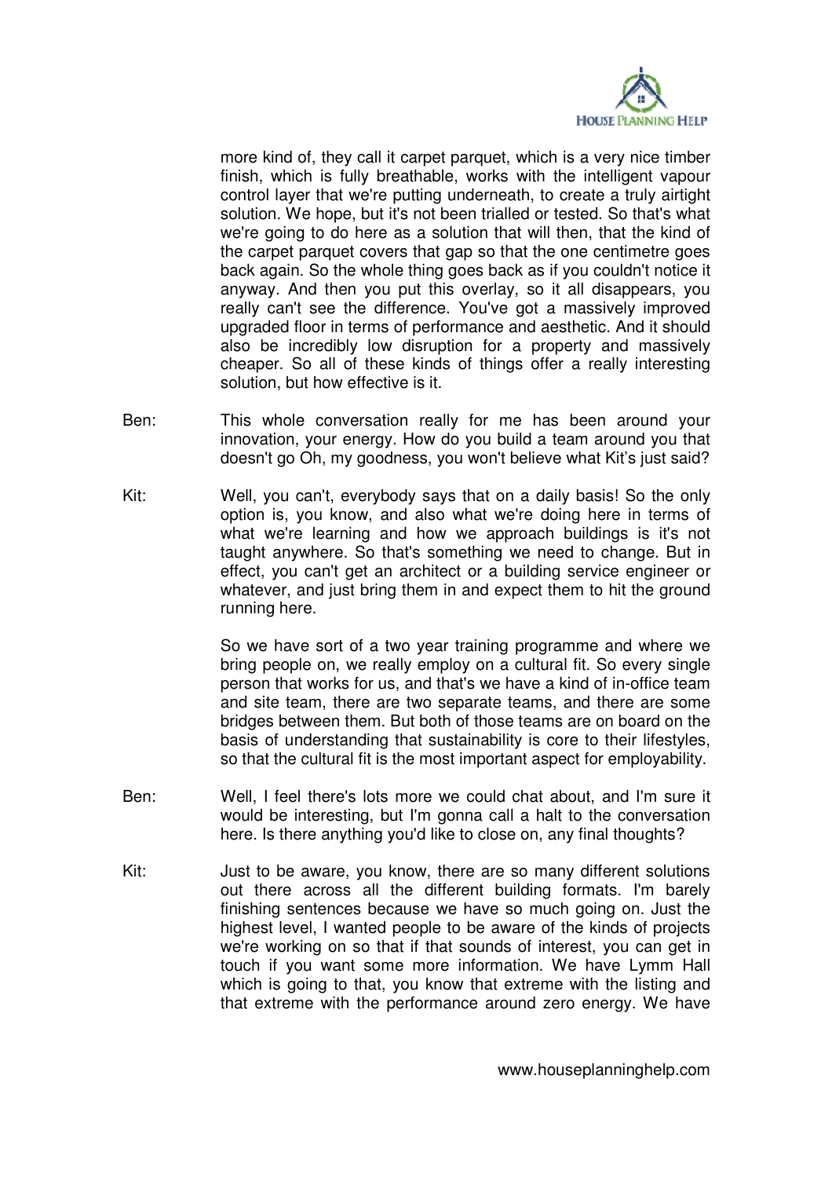more kind of, they call it carpet parquet, which is a very nice timber finish, which is fully breathable, works with the intelligent vapour control layer that we're putting underneath, to create a truly airtight solution. We hope, but it's not been trialled or tested. So that's what we're going to do here as a solution that will then, that the kind of the carpet parquet covers that gap so that the one centimetre goes back again. So the whole thing goes back as if you couldn't notice it anyway. And then you put this overlay, so it all disappears, you really can't see the difference. You've got a massively improved upgraded floor in terms of performance and aesthetic. And it should also be incredibly low disruption for a property and massively cheaper. So all of these kinds of things offer a really interesting solution, but how effective is it.

Ben: This whole conversation really for me has been around your innovation, your energy. How do you build a team around you that doesn't go Oh, my goodness, you won't believe what Kit's just said?

Kit: Well, you can't, everybody says that on a daily basis! So the only option is, you know, and also what we're doing here in terms of what we're learning and how we approach buildings is it's not taught anywhere. So that's something we need to change. But in effect, you can't get an architect or a building service engineer or whatever, and just bring them in and expect them to hit the ground running here.

So we have sort of a two year training programme and where we bring people on, we really employ on a cultural fit. So every single person that works for us, and that's we have a kind of in-office team and site team, there are two separate teams, and there are some bridges between them. But both of those teams are on board on the basis of understanding that sustainability is core to their lifestyles, so that the cultural fit is the most important aspect for employability.

Ben: Well, I feel there's lots more we could chat about, and I'm sure it would be interesting, but I'm gonna call a halt to the conversation here. Is there anything you'd like to close on, any final thoughts?

Kit: Just to be aware, you know, there are so many different solutions out there across all the different building formats. I'm barely finishing sentences because we have so much going on. Just the highest level, I wanted people to be aware of the kinds of projects we're working on so that if that sounds of interest, you can get in touch if you want some more information. We have Lymm Hall which is going to that, you know that extreme with the listing and that extreme with the performance around zero energy. We have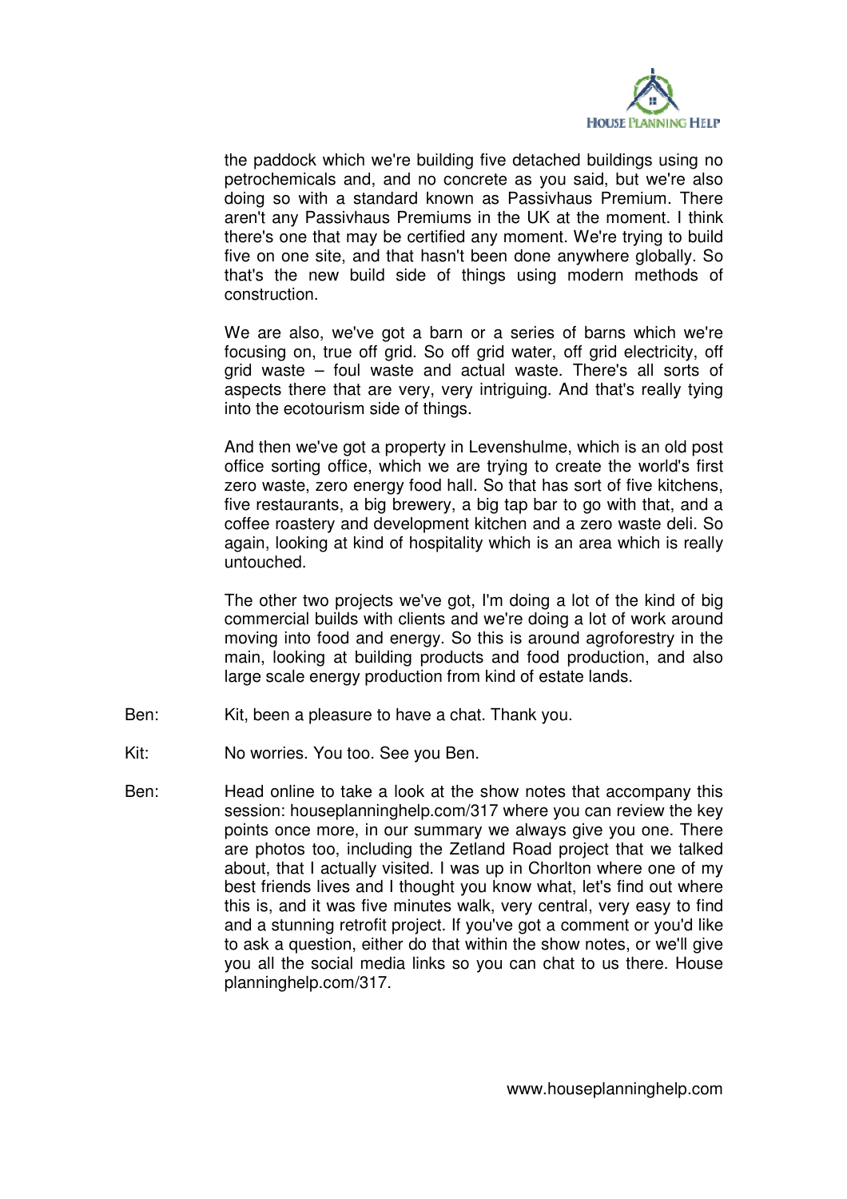the paddock which we're building five detached buildings using no petrochemicals and, and no concrete as you said, but we're also doing so with a standard known as Passivhaus Premium. There aren't any Passivhaus Premiums in the UK at the moment. I think there's one that may be certified any moment. We're trying to build five on one site, and that hasn't been done anywhere globally. So that's the new build side of things using modern methods of construction.

We are also, we've got a barn or a series of barns which we're focusing on, true off grid. So off grid water, off grid electricity, off grid waste – foul waste and actual waste. There's all sorts of aspects there that are very, very intriguing. And that's really tying into the ecotourism side of things.

And then we've got a property in Levenshulme, which is an old post office sorting office, which we are trying to create the world's first zero waste, zero energy food hall. So that has sort of five kitchens, five restaurants, a big brewery, a big tap bar to go with that, and a coffee roastery and development kitchen and a zero waste deli. So again, looking at kind of hospitality which is an area which is really untouched.

The other two projects we've got, I'm doing a lot of the kind of big commercial builds with clients and we're doing a lot of work around moving into food and energy. So this is around agroforestry in the main, looking at building products and food production, and also large scale energy production from kind of estate lands.

Ben: Kit, been a pleasure to have a chat. Thank you.

Kit: No worries. You too. See you Ben.

Ben: Head online to take a look at the show notes that accompany this session: houseplanninghelp.com/317 where you can review the key points once more, in our summary we always give you one. There are photos too, including the Zetland Road project that we talked about, that I actually visited. I was up in Chorlton where one of my best friends lives and I thought you know what, let's find out where this is, and it was five minutes walk, very central, very easy to find and a stunning retrofit project. If you've got a comment or you'd like to ask a question, either do that within the show notes, or we'll give you all the social media links so you can chat to us there. House planninghelp.com/317.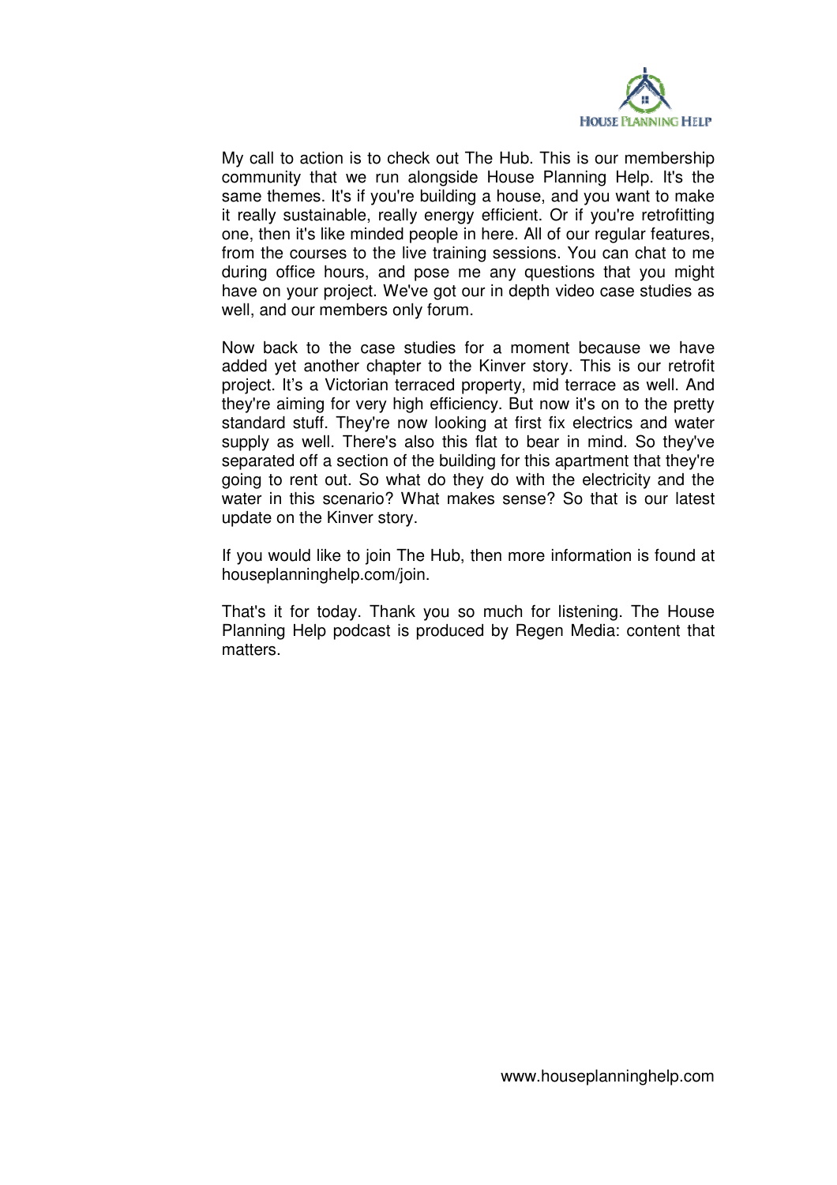My call to action is to check out The Hub. This is our membership community that we run alongside House Planning Help. It's the same themes. It's if you're building a house, and you want to make it really sustainable, really energy efficient. Or if you're retrofitting one, then it's like minded people in here. All of our regular features, from the courses to the live training sessions. You can chat to me during office hours, and pose me any questions that you might have on your project. We've got our in depth video case studies as well, and our members only forum.

Now back to the case studies for a moment because we have added yet another chapter to the Kinver story. This is our retrofit project. It's a Victorian terraced property, mid terrace as well. And they're aiming for very high efficiency. But now it's on to the pretty standard stuff. They're now looking at first fix electrics and water supply as well. There's also this flat to bear in mind. So they've separated off a section of the building for this apartment that they're going to rent out. So what do they do with the electricity and the water in this scenario? What makes sense? So that is our latest update on the Kinver story.

If you would like to join The Hub, then more information is found at houseplanninghelp.com/join.

That's it for today. Thank you so much for listening. The House Planning Help podcast is produced by Regen Media: content that matters.